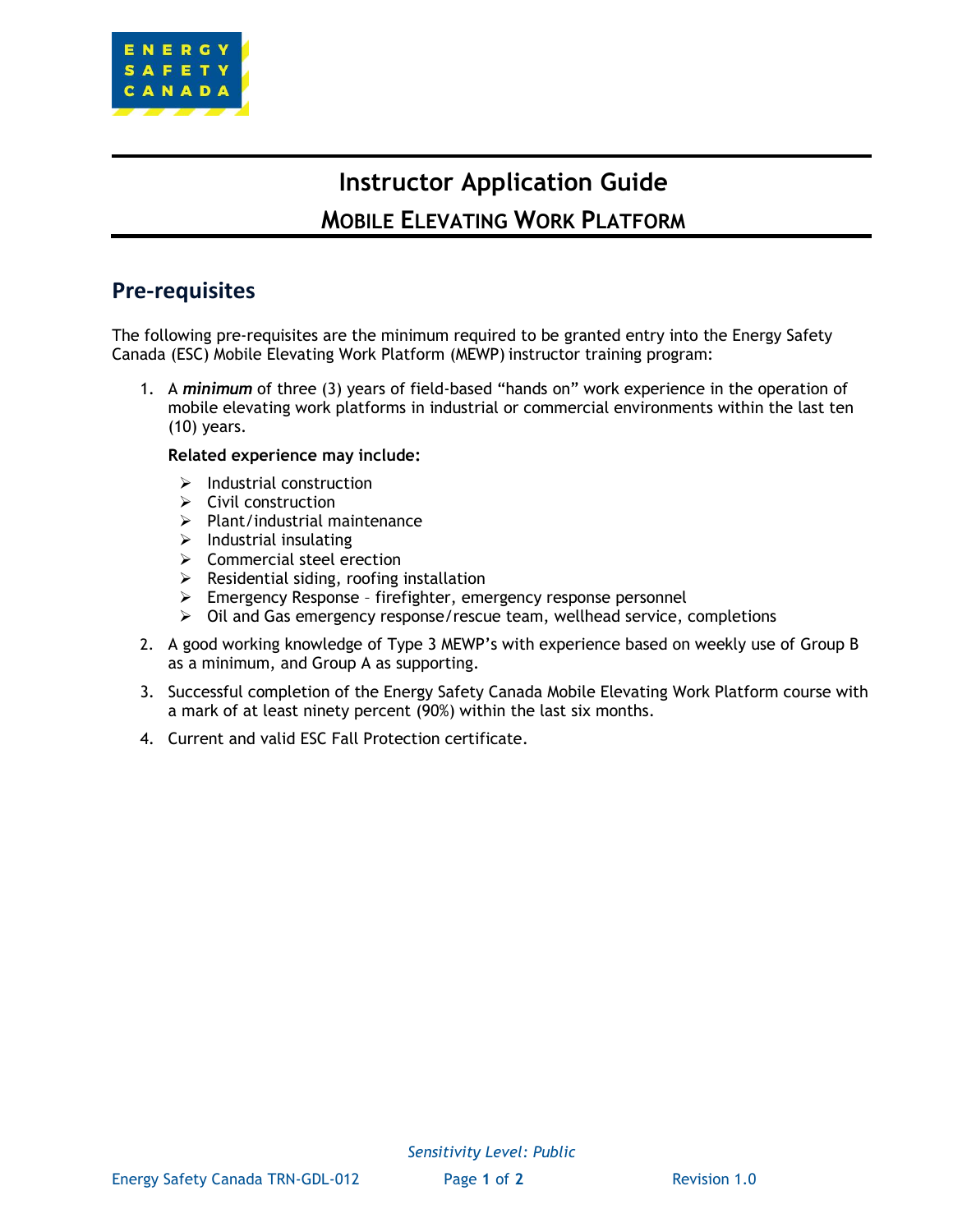# Instructor Application Guide

## MOBILE ELEVATING WORK PLATFORM

## Pre-requisites

The following pre-requisites are the minimum required to be granted entry into the Energy Safety Canada (ESC) Mobile Elevating Work Platform (MEWP) instructor training program:

1. A ***minimum*** of three (3) years of field-based "hands on" work experience in the operation of mobile elevating work platforms in industrial or commercial environments within the last ten (10) years.

   **Related experience may include:**

   - Industrial construction
   - Civil construction
   - Plant/industrial maintenance
   - Industrial insulating
   - Commercial steel erection
   - Residential siding, roofing installation
   - Emergency Response – firefighter, emergency response personnel
   - Oil and Gas emergency response/rescue team, wellhead service, completions

2. A good working knowledge of Type 3 MEWP's with experience based on weekly use of Group B as a minimum, and Group A as supporting.

3. Successful completion of the Energy Safety Canada Mobile Elevating Work Platform course with a mark of at least ninety percent (90%) within the last six months.

4. Current and valid ESC Fall Protection certificate.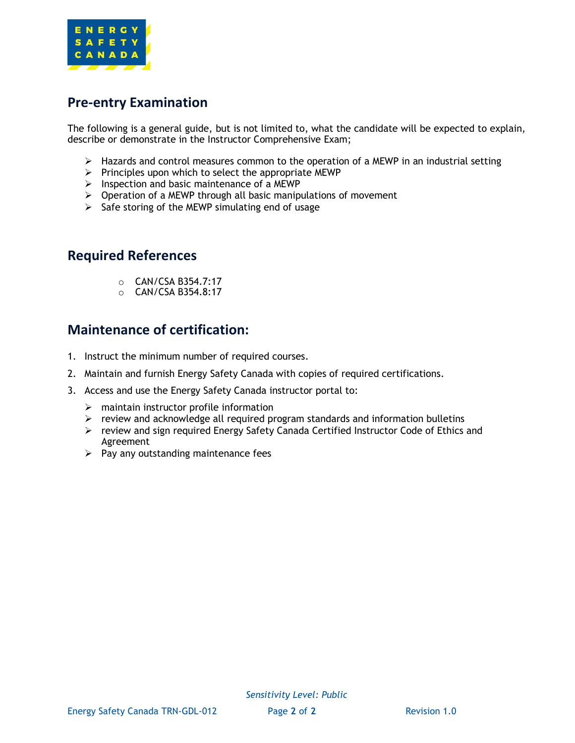## Pre-entry Examination

The following is a general guide, but is not limited to, what the candidate will be expected to explain, describe or demonstrate in the Instructor Comprehensive Exam;

- Hazards and control measures common to the operation of a MEWP in an industrial setting
- Principles upon which to select the appropriate MEWP
- Inspection and basic maintenance of a MEWP
- Operation of a MEWP through all basic manipulations of movement
- Safe storing of the MEWP simulating end of usage

## Required References

- CAN/CSA B354.7:17
- CAN/CSA B354.8:17

## Maintenance of certification:

1. Instruct the minimum number of required courses.
2. Maintain and furnish Energy Safety Canada with copies of required certifications.
3. Access and use the Energy Safety Canada instructor portal to:
   - maintain instructor profile information
   - review and acknowledge all required program standards and information bulletins
   - review and sign required Energy Safety Canada Certified Instructor Code of Ethics and Agreement
   - Pay any outstanding maintenance fees